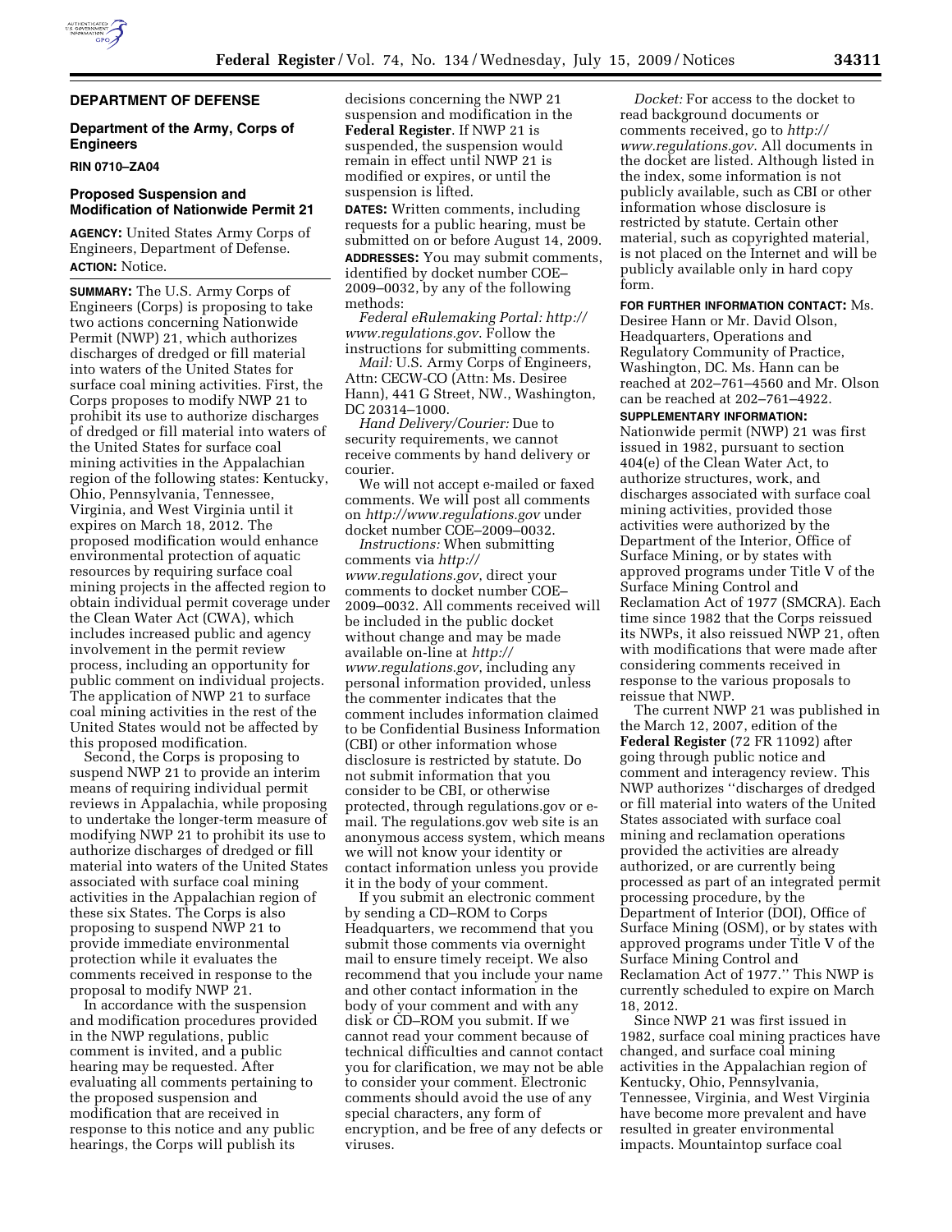**DEPARTMENT OF DEFENSE**

**Department of the Army, Corps of Engineers**

**RIN 0710–ZA04**

## Proposed Suspension and Modification of Nationwide Permit 21

**AGENCY:** United States Army Corps of Engineers, Department of Defense.

**ACTION:** Notice.

**SUMMARY:** The U.S. Army Corps of Engineers (Corps) is proposing to take two actions concerning Nationwide Permit (NWP) 21, which authorizes discharges of dredged or fill material into waters of the United States for surface coal mining activities. First, the Corps proposes to modify NWP 21 to prohibit its use to authorize discharges of dredged or fill material into waters of the United States for surface coal mining activities in the Appalachian region of the following states: Kentucky, Ohio, Pennsylvania, Tennessee, Virginia, and West Virginia until it expires on March 18, 2012. The proposed modification would enhance environmental protection of aquatic resources by requiring surface coal mining projects in the affected region to obtain individual permit coverage under the Clean Water Act (CWA), which includes increased public and agency involvement in the permit review process, including an opportunity for public comment on individual projects. The application of NWP 21 to surface coal mining activities in the rest of the United States would not be affected by this proposed modification.

Second, the Corps is proposing to suspend NWP 21 to provide an interim means of requiring individual permit reviews in Appalachia, while proposing to undertake the longer-term measure of modifying NWP 21 to prohibit its use to authorize discharges of dredged or fill material into waters of the United States associated with surface coal mining activities in the Appalachian region of these six States. The Corps is also proposing to suspend NWP 21 to provide immediate environmental protection while it evaluates the comments received in response to the proposal to modify NWP 21.

In accordance with the suspension and modification procedures provided in the NWP regulations, public comment is invited, and a public hearing may be requested. After evaluating all comments pertaining to the proposed suspension and modification that are received in response to this notice and any public hearings, the Corps will publish its decisions concerning the NWP 21 suspension and modification in the **Federal Register**. If NWP 21 is suspended, the suspension would remain in effect until NWP 21 is modified or expires, or until the suspension is lifted.

**DATES:** Written comments, including requests for a public hearing, must be submitted on or before August 14, 2009.

**ADDRESSES:** You may submit comments, identified by docket number COE–2009–0032, by any of the following methods:

*Federal eRulemaking Portal: http://www.regulations.gov*. Follow the instructions for submitting comments.

*Mail:* U.S. Army Corps of Engineers, Attn: CECW-CO (Attn: Ms. Desiree Hann), 441 G Street, NW., Washington, DC 20314–1000.

*Hand Delivery/Courier:* Due to security requirements, we cannot receive comments by hand delivery or courier.

We will not accept e-mailed or faxed comments. We will post all comments on *http://www.regulations.gov* under docket number COE–2009–0032.

*Instructions:* When submitting comments via *http://www.regulations.gov*, direct your comments to docket number COE–2009–0032. All comments received will be included in the public docket without change and may be made available on-line at *http://www.regulations.gov*, including any personal information provided, unless the commenter indicates that the comment includes information claimed to be Confidential Business Information (CBI) or other information whose disclosure is restricted by statute. Do not submit information that you consider to be CBI, or otherwise protected, through regulations.gov or e-mail. The regulations.gov web site is an anonymous access system, which means we will not know your identity or contact information unless you provide it in the body of your comment.

If you submit an electronic comment by sending a CD–ROM to Corps Headquarters, we recommend that you submit those comments via overnight mail to ensure timely receipt. We also recommend that you include your name and other contact information in the body of your comment and with any disk or CD–ROM you submit. If we cannot read your comment because of technical difficulties and cannot contact you for clarification, we may not be able to consider your comment. Electronic comments should avoid the use of any special characters, any form of encryption, and be free of any defects or viruses.

*Docket:* For access to the docket to read background documents or comments received, go to *http://www.regulations.gov*. All documents in the docket are listed. Although listed in the index, some information is not publicly available, such as CBI or other information whose disclosure is restricted by statute. Certain other material, such as copyrighted material, is not placed on the Internet and will be publicly available only in hard copy form.

**FOR FURTHER INFORMATION CONTACT:** Ms. Desiree Hann or Mr. David Olson, Headquarters, Operations and Regulatory Community of Practice, Washington, DC. Ms. Hann can be reached at 202–761–4560 and Mr. Olson can be reached at 202–761–4922.

**SUPPLEMENTARY INFORMATION:**

Nationwide permit (NWP) 21 was first issued in 1982, pursuant to section 404(e) of the Clean Water Act, to authorize structures, work, and discharges associated with surface coal mining activities, provided those activities were authorized by the Department of the Interior, Office of Surface Mining, or by states with approved programs under Title V of the Surface Mining Control and Reclamation Act of 1977 (SMCRA). Each time since 1982 that the Corps reissued its NWPs, it also reissued NWP 21, often with modifications that were made after considering comments received in response to the various proposals to reissue that NWP.

The current NWP 21 was published in the March 12, 2007, edition of the **Federal Register** (72 FR 11092) after going through public notice and comment and interagency review. This NWP authorizes ''discharges of dredged or fill material into waters of the United States associated with surface coal mining and reclamation operations provided the activities are already authorized, or are currently being processed as part of an integrated permit processing procedure, by the Department of Interior (DOI), Office of Surface Mining (OSM), or by states with approved programs under Title V of the Surface Mining Control and Reclamation Act of 1977.'' This NWP is currently scheduled to expire on March 18, 2012.

Since NWP 21 was first issued in 1982, surface coal mining practices have changed, and surface coal mining activities in the Appalachian region of Kentucky, Ohio, Pennsylvania, Tennessee, Virginia, and West Virginia have become more prevalent and have resulted in greater environmental impacts. Mountaintop surface coal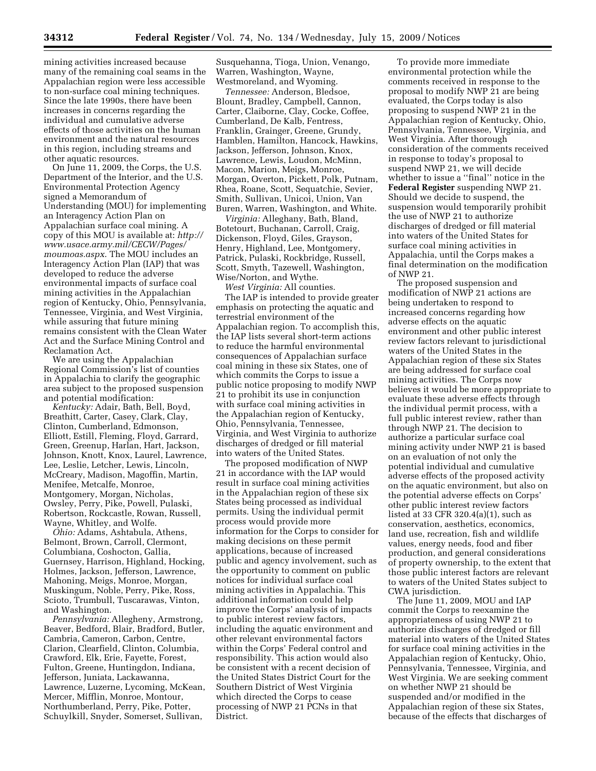mining activities increased because many of the remaining coal seams in the Appalachian region were less accessible to non-surface coal mining techniques. Since the late 1990s, there have been increases in concerns regarding the individual and cumulative adverse effects of those activities on the human environment and the natural resources in this region, including streams and other aquatic resources.

On June 11, 2009, the Corps, the U.S. Department of the Interior, and the U.S. Environmental Protection Agency signed a Memorandum of Understanding (MOU) for implementing an Interagency Action Plan on Appalachian surface coal mining. A copy of this MOU is available at: *http://www.usace.army.mil/CECW/Pages/moumoas.aspx*. The MOU includes an Interagency Action Plan (IAP) that was developed to reduce the adverse environmental impacts of surface coal mining activities in the Appalachian region of Kentucky, Ohio, Pennsylvania, Tennessee, Virginia, and West Virginia, while assuring that future mining remains consistent with the Clean Water Act and the Surface Mining Control and Reclamation Act.

We are using the Appalachian Regional Commission's list of counties in Appalachia to clarify the geographic area subject to the proposed suspension and potential modification:

*Kentucky:* Adair, Bath, Bell, Boyd, Breathitt, Carter, Casey, Clark, Clay, Clinton, Cumberland, Edmonson, Elliott, Estill, Fleming, Floyd, Garrard, Green, Greenup, Harlan, Hart, Jackson, Johnson, Knott, Knox, Laurel, Lawrence, Lee, Leslie, Letcher, Lewis, Lincoln, McCreary, Madison, Magoffin, Martin, Menifee, Metcalfe, Monroe, Montgomery, Morgan, Nicholas, Owsley, Perry, Pike, Powell, Pulaski, Robertson, Rockcastle, Rowan, Russell, Wayne, Whitley, and Wolfe.

*Ohio:* Adams, Ashtabula, Athens, Belmont, Brown, Carroll, Clermont, Columbiana, Coshocton, Gallia, Guernsey, Harrison, Highland, Hocking, Holmes, Jackson, Jefferson, Lawrence, Mahoning, Meigs, Monroe, Morgan, Muskingum, Noble, Perry, Pike, Ross, Scioto, Trumbull, Tuscarawas, Vinton, and Washington.

*Pennsylvania:* Allegheny, Armstrong, Beaver, Bedford, Blair, Bradford, Butler, Cambria, Cameron, Carbon, Centre, Clarion, Clearfield, Clinton, Columbia, Crawford, Elk, Erie, Fayette, Forest, Fulton, Greene, Huntingdon, Indiana, Jefferson, Juniata, Lackawanna, Lawrence, Luzerne, Lycoming, McKean, Mercer, Mifflin, Monroe, Montour, Northumberland, Perry, Pike, Potter, Schuylkill, Snyder, Somerset, Sullivan, Susquehanna, Tioga, Union, Venango, Warren, Washington, Wayne, Westmoreland, and Wyoming.

*Tennessee:* Anderson, Bledsoe, Blount, Bradley, Campbell, Cannon, Carter, Claiborne, Clay, Cocke, Coffee, Cumberland, De Kalb, Fentress, Franklin, Grainger, Greene, Grundy, Hamblen, Hamilton, Hancock, Hawkins, Jackson, Jefferson, Johnson, Knox, Lawrence, Lewis, Loudon, McMinn, Macon, Marion, Meigs, Monroe, Morgan, Overton, Pickett, Polk, Putnam, Rhea, Roane, Scott, Sequatchie, Sevier, Smith, Sullivan, Unicoi, Union, Van Buren, Warren, Washington, and White.

*Virginia:* Alleghany, Bath, Bland, Botetourt, Buchanan, Carroll, Craig, Dickenson, Floyd, Giles, Grayson, Henry, Highland, Lee, Montgomery, Patrick, Pulaski, Rockbridge, Russell, Scott, Smyth, Tazewell, Washington, Wise/Norton, and Wythe.

*West Virginia:* All counties.

The IAP is intended to provide greater emphasis on protecting the aquatic and terrestrial environment of the Appalachian region. To accomplish this, the IAP lists several short-term actions to reduce the harmful environmental consequences of Appalachian surface coal mining in these six States, one of which commits the Corps to issue a public notice proposing to modify NWP 21 to prohibit its use in conjunction with surface coal mining activities in the Appalachian region of Kentucky, Ohio, Pennsylvania, Tennessee, Virginia, and West Virginia to authorize discharges of dredged or fill material into waters of the United States.

The proposed modification of NWP 21 in accordance with the IAP would result in surface coal mining activities in the Appalachian region of these six States being processed as individual permits. Using the individual permit process would provide more information for the Corps to consider for making decisions on these permit applications, because of increased public and agency involvement, such as the opportunity to comment on public notices for individual surface coal mining activities in Appalachia. This additional information could help improve the Corps' analysis of impacts to public interest review factors, including the aquatic environment and other relevant environmental factors within the Corps' Federal control and responsibility. This action would also be consistent with a recent decision of the United States District Court for the Southern District of West Virginia which directed the Corps to cease processing of NWP 21 PCNs in that District.

To provide more immediate environmental protection while the comments received in response to the proposal to modify NWP 21 are being evaluated, the Corps today is also proposing to suspend NWP 21 in the Appalachian region of Kentucky, Ohio, Pennsylvania, Tennessee, Virginia, and West Virginia. After thorough consideration of the comments received in response to today's proposal to suspend NWP 21, we will decide whether to issue a ''final'' notice in the **Federal Register** suspending NWP 21. Should we decide to suspend, the suspension would temporarily prohibit the use of NWP 21 to authorize discharges of dredged or fill material into waters of the United States for surface coal mining activities in Appalachia, until the Corps makes a final determination on the modification of NWP 21.

The proposed suspension and modification of NWP 21 actions are being undertaken to respond to increased concerns regarding how adverse effects on the aquatic environment and other public interest review factors relevant to jurisdictional waters of the United States in the Appalachian region of these six States are being addressed for surface coal mining activities. The Corps now believes it would be more appropriate to evaluate these adverse effects through the individual permit process, with a full public interest review, rather than through NWP 21. The decision to authorize a particular surface coal mining activity under NWP 21 is based on an evaluation of not only the potential individual and cumulative adverse effects of the proposed activity on the aquatic environment, but also on the potential adverse effects on Corps' other public interest review factors listed at 33 CFR 320.4(a)(1), such as conservation, aesthetics, economics, land use, recreation, fish and wildlife values, energy needs, food and fiber production, and general considerations of property ownership, to the extent that those public interest factors are relevant to waters of the United States subject to CWA jurisdiction.

The June 11, 2009, MOU and IAP commit the Corps to reexamine the appropriateness of using NWP 21 to authorize discharges of dredged or fill material into waters of the United States for surface coal mining activities in the Appalachian region of Kentucky, Ohio, Pennsylvania, Tennessee, Virginia, and West Virginia. We are seeking comment on whether NWP 21 should be suspended and/or modified in the Appalachian region of these six States, because of the effects that discharges of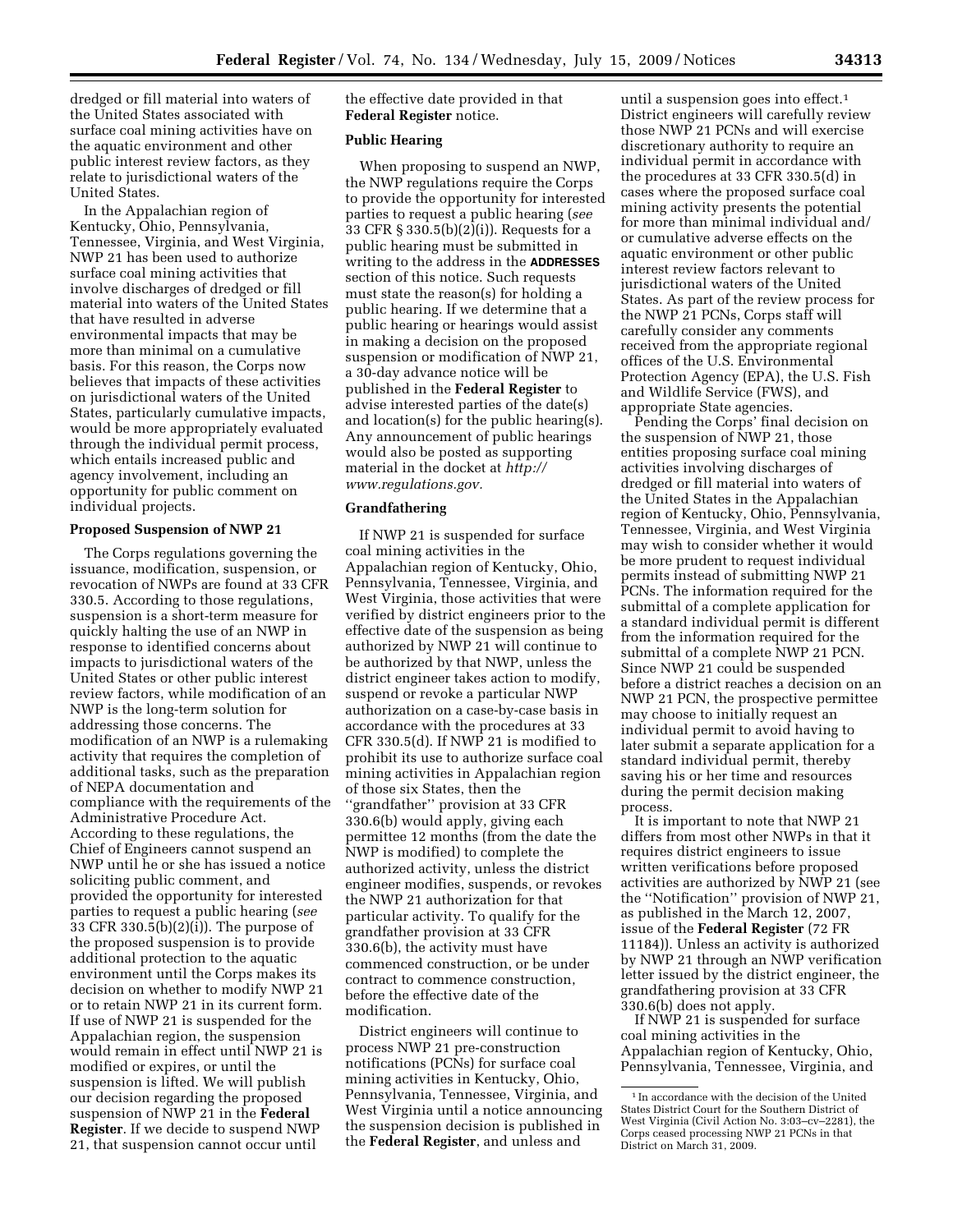dredged or fill material into waters of the United States associated with surface coal mining activities have on the aquatic environment and other public interest review factors, as they relate to jurisdictional waters of the United States.

In the Appalachian region of Kentucky, Ohio, Pennsylvania, Tennessee, Virginia, and West Virginia, NWP 21 has been used to authorize surface coal mining activities that involve discharges of dredged or fill material into waters of the United States that have resulted in adverse environmental impacts that may be more than minimal on a cumulative basis. For this reason, the Corps now believes that impacts of these activities on jurisdictional waters of the United States, particularly cumulative impacts, would be more appropriately evaluated through the individual permit process, which entails increased public and agency involvement, including an opportunity for public comment on individual projects.

**Proposed Suspension of NWP 21**

The Corps regulations governing the issuance, modification, suspension, or revocation of NWPs are found at 33 CFR 330.5. According to those regulations, suspension is a short-term measure for quickly halting the use of an NWP in response to identified concerns about impacts to jurisdictional waters of the United States or other public interest review factors, while modification of an NWP is the long-term solution for addressing those concerns. The modification of an NWP is a rulemaking activity that requires the completion of additional tasks, such as the preparation of NEPA documentation and compliance with the requirements of the Administrative Procedure Act. According to these regulations, the Chief of Engineers cannot suspend an NWP until he or she has issued a notice soliciting public comment, and provided the opportunity for interested parties to request a public hearing (*see* 33 CFR 330.5(b)(2)(i)). The purpose of the proposed suspension is to provide additional protection to the aquatic environment until the Corps makes its decision on whether to modify NWP 21 or to retain NWP 21 in its current form. If use of NWP 21 is suspended for the Appalachian region, the suspension would remain in effect until NWP 21 is modified or expires, or until the suspension is lifted. We will publish our decision regarding the proposed suspension of NWP 21 in the **Federal Register**. If we decide to suspend NWP 21, that suspension cannot occur until the effective date provided in that **Federal Register** notice.

**Public Hearing**

When proposing to suspend an NWP, the NWP regulations require the Corps to provide the opportunity for interested parties to request a public hearing (*see* 33 CFR § 330.5(b)(2)(i)). Requests for a public hearing must be submitted in writing to the address in the **ADDRESSES** section of this notice. Such requests must state the reason(s) for holding a public hearing. If we determine that a public hearing or hearings would assist in making a decision on the proposed suspension or modification of NWP 21, a 30-day advance notice will be published in the **Federal Register** to advise interested parties of the date(s) and location(s) for the public hearing(s). Any announcement of public hearings would also be posted as supporting material in the docket at *http://www.regulations.gov*.

**Grandfathering**

If NWP 21 is suspended for surface coal mining activities in the Appalachian region of Kentucky, Ohio, Pennsylvania, Tennessee, Virginia, and West Virginia, those activities that were verified by district engineers prior to the effective date of the suspension as being authorized by NWP 21 will continue to be authorized by that NWP, unless the district engineer takes action to modify, suspend or revoke a particular NWP authorization on a case-by-case basis in accordance with the procedures at 33 CFR 330.5(d). If NWP 21 is modified to prohibit its use to authorize surface coal mining activities in Appalachian region of those six States, then the "grandfather" provision at 33 CFR 330.6(b) would apply, giving each permittee 12 months (from the date the NWP is modified) to complete the authorized activity, unless the district engineer modifies, suspends, or revokes the NWP 21 authorization for that particular activity. To qualify for the grandfather provision at 33 CFR 330.6(b), the activity must have commenced construction, or be under contract to commence construction, before the effective date of the modification.

District engineers will continue to process NWP 21 pre-construction notifications (PCNs) for surface coal mining activities in Kentucky, Ohio, Pennsylvania, Tennessee, Virginia, and West Virginia until a notice announcing the suspension decision is published in the **Federal Register**, and unless and until a suspension goes into effect.[1] District engineers will carefully review those NWP 21 PCNs and will exercise discretionary authority to require an individual permit in accordance with the procedures at 33 CFR 330.5(d) in cases where the proposed surface coal mining activity presents the potential for more than minimal individual and/or cumulative adverse effects on the aquatic environment or other public interest review factors relevant to jurisdictional waters of the United States. As part of the review process for the NWP 21 PCNs, Corps staff will carefully consider any comments received from the appropriate regional offices of the U.S. Environmental Protection Agency (EPA), the U.S. Fish and Wildlife Service (FWS), and appropriate State agencies.

Pending the Corps' final decision on the suspension of NWP 21, those entities proposing surface coal mining activities involving discharges of dredged or fill material into waters of the United States in the Appalachian region of Kentucky, Ohio, Pennsylvania, Tennessee, Virginia, and West Virginia may wish to consider whether it would be more prudent to request individual permits instead of submitting NWP 21 PCNs. The information required for the submittal of a complete application for a standard individual permit is different from the information required for the submittal of a complete NWP 21 PCN. Since NWP 21 could be suspended before a district reaches a decision on an NWP 21 PCN, the prospective permittee may choose to initially request an individual permit to avoid having to later submit a separate application for a standard individual permit, thereby saving his or her time and resources during the permit decision making process.

It is important to note that NWP 21 differs from most other NWPs in that it requires district engineers to issue written verifications before proposed activities are authorized by NWP 21 (see the "Notification" provision of NWP 21, as published in the March 12, 2007, issue of the **Federal Register** (72 FR 11184)). Unless an activity is authorized by NWP 21 through an NWP verification letter issued by the district engineer, the grandfathering provision at 33 CFR 330.6(b) does not apply.

If NWP 21 is suspended for surface coal mining activities in the Appalachian region of Kentucky, Ohio, Pennsylvania, Tennessee, Virginia, and

[1] In accordance with the decision of the United States District Court for the Southern District of West Virginia (Civil Action No. 3:03–cv–2281), the Corps ceased processing NWP 21 PCNs in that District on March 31, 2009.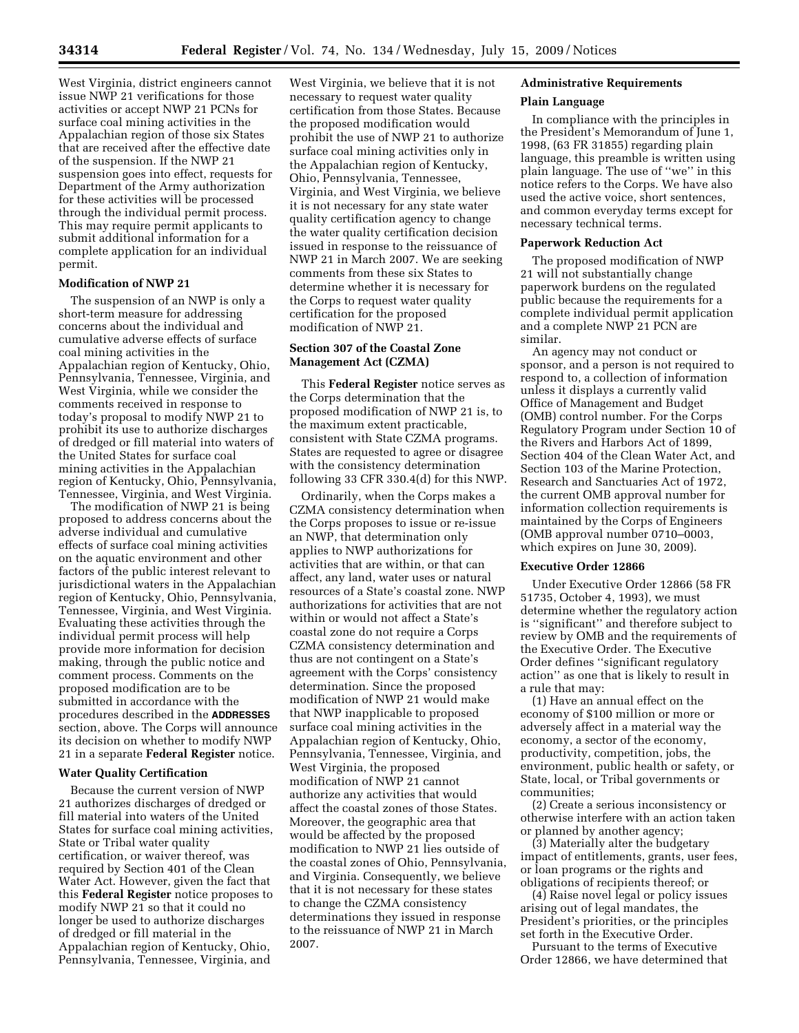West Virginia, district engineers cannot issue NWP 21 verifications for those activities or accept NWP 21 PCNs for surface coal mining activities in the Appalachian region of those six States that are received after the effective date of the suspension. If the NWP 21 suspension goes into effect, requests for Department of the Army authorization for these activities will be processed through the individual permit process. This may require permit applicants to submit additional information for a complete application for an individual permit.

### Modification of NWP 21

The suspension of an NWP is only a short-term measure for addressing concerns about the individual and cumulative adverse effects of surface coal mining activities in the Appalachian region of Kentucky, Ohio, Pennsylvania, Tennessee, Virginia, and West Virginia, while we consider the comments received in response to today's proposal to modify NWP 21 to prohibit its use to authorize discharges of dredged or fill material into waters of the United States for surface coal mining activities in the Appalachian region of Kentucky, Ohio, Pennsylvania, Tennessee, Virginia, and West Virginia.

The modification of NWP 21 is being proposed to address concerns about the adverse individual and cumulative effects of surface coal mining activities on the aquatic environment and other factors of the public interest relevant to jurisdictional waters in the Appalachian region of Kentucky, Ohio, Pennsylvania, Tennessee, Virginia, and West Virginia. Evaluating these activities through the individual permit process will help provide more information for decision making, through the public notice and comment process. Comments on the proposed modification are to be submitted in accordance with the procedures described in the **ADDRESSES** section, above. The Corps will announce its decision on whether to modify NWP 21 in a separate **Federal Register** notice.

### Water Quality Certification

Because the current version of NWP 21 authorizes discharges of dredged or fill material into waters of the United States for surface coal mining activities, State or Tribal water quality certification, or waiver thereof, was required by Section 401 of the Clean Water Act. However, given the fact that this **Federal Register** notice proposes to modify NWP 21 so that it could no longer be used to authorize discharges of dredged or fill material in the Appalachian region of Kentucky, Ohio, Pennsylvania, Tennessee, Virginia, and West Virginia, we believe that it is not necessary to request water quality certification from those States. Because the proposed modification would prohibit the use of NWP 21 to authorize surface coal mining activities only in the Appalachian region of Kentucky, Ohio, Pennsylvania, Tennessee, Virginia, and West Virginia, we believe it is not necessary for any state water quality certification agency to change the water quality certification decision issued in response to the reissuance of NWP 21 in March 2007. We are seeking comments from these six States to determine whether it is necessary for the Corps to request water quality certification for the proposed modification of NWP 21.

### Section 307 of the Coastal Zone Management Act (CZMA)

This **Federal Register** notice serves as the Corps determination that the proposed modification of NWP 21 is, to the maximum extent practicable, consistent with State CZMA programs. States are requested to agree or disagree with the consistency determination following 33 CFR 330.4(d) for this NWP.

Ordinarily, when the Corps makes a CZMA consistency determination when the Corps proposes to issue or re-issue an NWP, that determination only applies to NWP authorizations for activities that are within, or that can affect, any land, water uses or natural resources of a State's coastal zone. NWP authorizations for activities that are not within or would not affect a State's coastal zone do not require a Corps CZMA consistency determination and thus are not contingent on a State's agreement with the Corps' consistency determination. Since the proposed modification of NWP 21 would make that NWP inapplicable to proposed surface coal mining activities in the Appalachian region of Kentucky, Ohio, Pennsylvania, Tennessee, Virginia, and West Virginia, the proposed modification of NWP 21 cannot authorize any activities that would affect the coastal zones of those States. Moreover, the geographic area that would be affected by the proposed modification to NWP 21 lies outside of the coastal zones of Ohio, Pennsylvania, and Virginia. Consequently, we believe that it is not necessary for these states to change the CZMA consistency determinations they issued in response to the reissuance of NWP 21 in March 2007.

## Administrative Requirements

### Plain Language

In compliance with the principles in the President's Memorandum of June 1, 1998, (63 FR 31855) regarding plain language, this preamble is written using plain language. The use of "we" in this notice refers to the Corps. We have also used the active voice, short sentences, and common everyday terms except for necessary technical terms.

### Paperwork Reduction Act

The proposed modification of NWP 21 will not substantially change paperwork burdens on the regulated public because the requirements for a complete individual permit application and a complete NWP 21 PCN are similar.

An agency may not conduct or sponsor, and a person is not required to respond to, a collection of information unless it displays a currently valid Office of Management and Budget (OMB) control number. For the Corps Regulatory Program under Section 10 of the Rivers and Harbors Act of 1899, Section 404 of the Clean Water Act, and Section 103 of the Marine Protection, Research and Sanctuaries Act of 1972, the current OMB approval number for information collection requirements is maintained by the Corps of Engineers (OMB approval number 0710–0003, which expires on June 30, 2009).

### Executive Order 12866

Under Executive Order 12866 (58 FR 51735, October 4, 1993), we must determine whether the regulatory action is "significant" and therefore subject to review by OMB and the requirements of the Executive Order. The Executive Order defines "significant regulatory action" as one that is likely to result in a rule that may:

(1) Have an annual effect on the economy of $100 million or more or adversely affect in a material way the economy, a sector of the economy, productivity, competition, jobs, the environment, public health or safety, or State, local, or Tribal governments or communities;

(2) Create a serious inconsistency or otherwise interfere with an action taken or planned by another agency;

(3) Materially alter the budgetary impact of entitlements, grants, user fees, or loan programs or the rights and obligations of recipients thereof; or

(4) Raise novel legal or policy issues arising out of legal mandates, the President's priorities, or the principles set forth in the Executive Order.

Pursuant to the terms of Executive Order 12866, we have determined that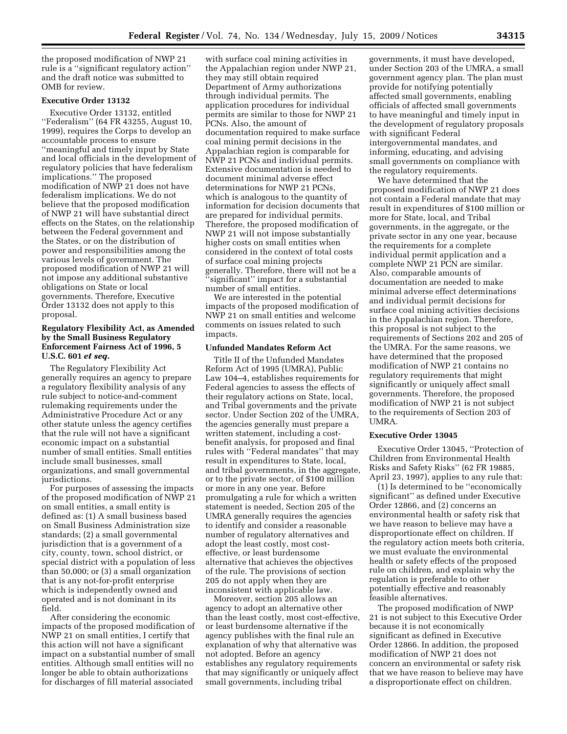the proposed modification of NWP 21 rule is a ''significant regulatory action'' and the draft notice was submitted to OMB for review.

**Executive Order 13132**

Executive Order 13132, entitled ''Federalism'' (64 FR 43255, August 10, 1999), requires the Corps to develop an accountable process to ensure ''meaningful and timely input by State and local officials in the development of regulatory policies that have federalism implications.'' The proposed modification of NWP 21 does not have federalism implications. We do not believe that the proposed modification of NWP 21 will have substantial direct effects on the States, on the relationship between the Federal government and the States, or on the distribution of power and responsibilities among the various levels of government. The proposed modification of NWP 21 will not impose any additional substantive obligations on State or local governments. Therefore, Executive Order 13132 does not apply to this proposal.

**Regulatory Flexibility Act, as Amended by the Small Business Regulatory Enforcement Fairness Act of 1996, 5 U.S.C. 601 *et seq.***

The Regulatory Flexibility Act generally requires an agency to prepare a regulatory flexibility analysis of any rule subject to notice-and-comment rulemaking requirements under the Administrative Procedure Act or any other statute unless the agency certifies that the rule will not have a significant economic impact on a substantial number of small entities. Small entities include small businesses, small organizations, and small governmental jurisdictions.

For purposes of assessing the impacts of the proposed modification of NWP 21 on small entities, a small entity is defined as: (1) A small business based on Small Business Administration size standards; (2) a small governmental jurisdiction that is a government of a city, county, town, school district, or special district with a population of less than 50,000; or (3) a small organization that is any not-for-profit enterprise which is independently owned and operated and is not dominant in its field.

After considering the economic impacts of the proposed modification of NWP 21 on small entities, I certify that this action will not have a significant impact on a substantial number of small entities. Although small entities will no longer be able to obtain authorizations for discharges of fill material associated with surface coal mining activities in the Appalachian region under NWP 21, they may still obtain required Department of Army authorizations through individual permits. The application procedures for individual permits are similar to those for NWP 21 PCNs. Also, the amount of documentation required to make surface coal mining permit decisions in the Appalachian region is comparable for NWP 21 PCNs and individual permits. Extensive documentation is needed to document minimal adverse effect determinations for NWP 21 PCNs, which is analogous to the quantity of information for decision documents that are prepared for individual permits. Therefore, the proposed modification of NWP 21 will not impose substantially higher costs on small entities when considered in the context of total costs of surface coal mining projects generally. Therefore, there will not be a ''significant'' impact for a substantial number of small entities.

We are interested in the potential impacts of the proposed modification of NWP 21 on small entities and welcome comments on issues related to such impacts.

**Unfunded Mandates Reform Act**

Title II of the Unfunded Mandates Reform Act of 1995 (UMRA), Public Law 104–4, establishes requirements for Federal agencies to assess the effects of their regulatory actions on State, local, and Tribal governments and the private sector. Under Section 202 of the UMRA, the agencies generally must prepare a written statement, including a cost-benefit analysis, for proposed and final rules with ''Federal mandates'' that may result in expenditures to State, local, and tribal governments, in the aggregate, or to the private sector, of $100 million or more in any one year. Before promulgating a rule for which a written statement is needed, Section 205 of the UMRA generally requires the agencies to identify and consider a reasonable number of regulatory alternatives and adopt the least costly, most cost-effective, or least burdensome alternative that achieves the objectives of the rule. The provisions of section 205 do not apply when they are inconsistent with applicable law.

Moreover, section 205 allows an agency to adopt an alternative other than the least costly, most cost-effective, or least burdensome alternative if the agency publishes with the final rule an explanation of why that alternative was not adopted. Before an agency establishes any regulatory requirements that may significantly or uniquely affect small governments, including tribal governments, it must have developed, under Section 203 of the UMRA, a small government agency plan. The plan must provide for notifying potentially affected small governments, enabling officials of affected small governments to have meaningful and timely input in the development of regulatory proposals with significant Federal intergovernmental mandates, and informing, educating, and advising small governments on compliance with the regulatory requirements.

We have determined that the proposed modification of NWP 21 does not contain a Federal mandate that may result in expenditures of $100 million or more for State, local, and Tribal governments, in the aggregate, or the private sector in any one year, because the requirements for a complete individual permit application and a complete NWP 21 PCN are similar. Also, comparable amounts of documentation are needed to make minimal adverse effect determinations and individual permit decisions for surface coal mining activities decisions in the Appalachian region. Therefore, this proposal is not subject to the requirements of Sections 202 and 205 of the UMRA. For the same reasons, we have determined that the proposed modification of NWP 21 contains no regulatory requirements that might significantly or uniquely affect small governments. Therefore, the proposed modification of NWP 21 is not subject to the requirements of Section 203 of UMRA.

**Executive Order 13045**

Executive Order 13045, ''Protection of Children from Environmental Health Risks and Safety Risks'' (62 FR 19885, April 23, 1997), applies to any rule that:

(1) Is determined to be ''economically significant'' as defined under Executive Order 12866, and (2) concerns an environmental health or safety risk that we have reason to believe may have a disproportionate effect on children. If the regulatory action meets both criteria, we must evaluate the environmental health or safety effects of the proposed rule on children, and explain why the regulation is preferable to other potentially effective and reasonably feasible alternatives.

The proposed modification of NWP 21 is not subject to this Executive Order because it is not economically significant as defined in Executive Order 12866. In addition, the proposed modification of NWP 21 does not concern an environmental or safety risk that we have reason to believe may have a disproportionate effect on children.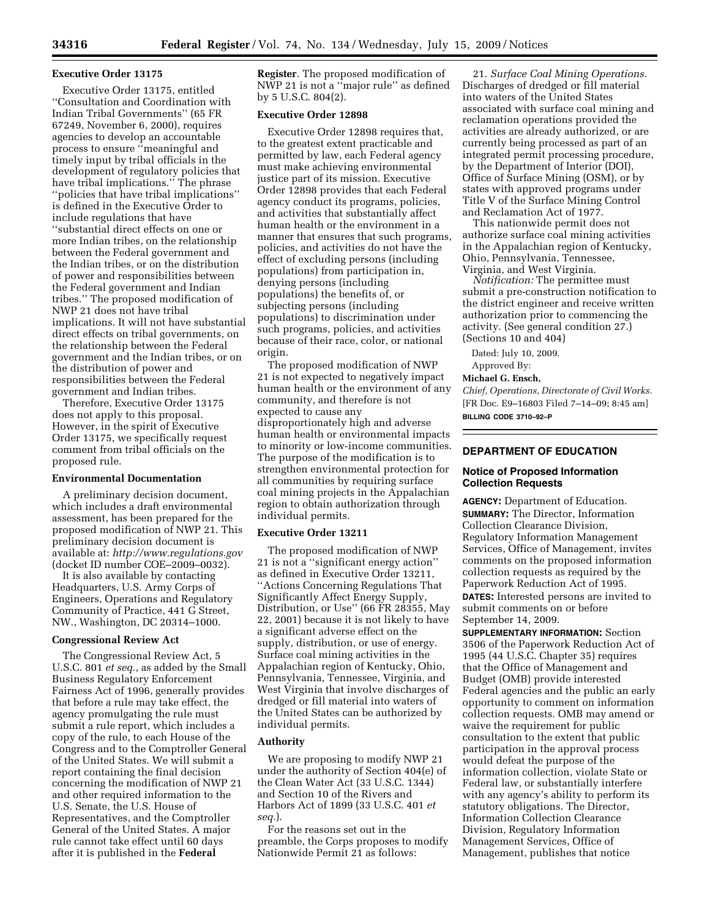### Executive Order 13175

Executive Order 13175, entitled ''Consultation and Coordination with Indian Tribal Governments'' (65 FR 67249, November 6, 2000), requires agencies to develop an accountable process to ensure ''meaningful and timely input by tribal officials in the development of regulatory policies that have tribal implications.'' The phrase ''policies that have tribal implications'' is defined in the Executive Order to include regulations that have ''substantial direct effects on one or more Indian tribes, on the relationship between the Federal government and the Indian tribes, or on the distribution of power and responsibilities between the Federal government and Indian tribes.'' The proposed modification of NWP 21 does not have tribal implications. It will not have substantial direct effects on tribal governments, on the relationship between the Federal government and the Indian tribes, or on the distribution of power and responsibilities between the Federal government and Indian tribes.

Therefore, Executive Order 13175 does not apply to this proposal. However, in the spirit of Executive Order 13175, we specifically request comment from tribal officials on the proposed rule.

### Environmental Documentation

A preliminary decision document, which includes a draft environmental assessment, has been prepared for the proposed modification of NWP 21. This preliminary decision document is available at: *http://www.regulations.gov* (docket ID number COE–2009–0032).

It is also available by contacting Headquarters, U.S. Army Corps of Engineers, Operations and Regulatory Community of Practice, 441 G Street, NW., Washington, DC 20314–1000.

### Congressional Review Act

The Congressional Review Act, 5 U.S.C. 801 *et seq.*, as added by the Small Business Regulatory Enforcement Fairness Act of 1996, generally provides that before a rule may take effect, the agency promulgating the rule must submit a rule report, which includes a copy of the rule, to each House of the Congress and to the Comptroller General of the United States. We will submit a report containing the final decision concerning the modification of NWP 21 and other required information to the U.S. Senate, the U.S. House of Representatives, and the Comptroller General of the United States. A major rule cannot take effect until 60 days after it is published in the **Federal Register**. The proposed modification of NWP 21 is not a ''major rule'' as defined by 5 U.S.C. 804(2).

### Executive Order 12898

Executive Order 12898 requires that, to the greatest extent practicable and permitted by law, each Federal agency must make achieving environmental justice part of its mission. Executive Order 12898 provides that each Federal agency conduct its programs, policies, and activities that substantially affect human health or the environment in a manner that ensures that such programs, policies, and activities do not have the effect of excluding persons (including populations) from participation in, denying persons (including populations) the benefits of, or subjecting persons (including populations) to discrimination under such programs, policies, and activities because of their race, color, or national origin.

The proposed modification of NWP 21 is not expected to negatively impact human health or the environment of any community, and therefore is not expected to cause any disproportionately high and adverse human health or environmental impacts to minority or low-income communities. The purpose of the modification is to strengthen environmental protection for all communities by requiring surface coal mining projects in the Appalachian region to obtain authorization through individual permits.

### Executive Order 13211

The proposed modification of NWP 21 is not a ''significant energy action'' as defined in Executive Order 13211, ''Actions Concerning Regulations That Significantly Affect Energy Supply, Distribution, or Use'' (66 FR 28355, May 22, 2001) because it is not likely to have a significant adverse effect on the supply, distribution, or use of energy. Surface coal mining activities in the Appalachian region of Kentucky, Ohio, Pennsylvania, Tennessee, Virginia, and West Virginia that involve discharges of dredged or fill material into waters of the United States can be authorized by individual permits.

### Authority

We are proposing to modify NWP 21 under the authority of Section 404(e) of the Clean Water Act (33 U.S.C. 1344) and Section 10 of the Rivers and Harbors Act of 1899 (33 U.S.C. 401 *et seq.*).

For the reasons set out in the preamble, the Corps proposes to modify Nationwide Permit 21 as follows:

21. *Surface Coal Mining Operations.* Discharges of dredged or fill material into waters of the United States associated with surface coal mining and reclamation operations provided the activities are already authorized, or are currently being processed as part of an integrated permit processing procedure, by the Department of Interior (DOI), Office of Surface Mining (OSM), or by states with approved programs under Title V of the Surface Mining Control and Reclamation Act of 1977.

This nationwide permit does not authorize surface coal mining activities in the Appalachian region of Kentucky, Ohio, Pennsylvania, Tennessee, Virginia, and West Virginia.

*Notification:* The permittee must submit a pre-construction notification to the district engineer and receive written authorization prior to commencing the activity. (See general condition 27.) (Sections 10 and 404)

Dated: July 10, 2009.

Approved By:

**Michael G. Ensch,**

*Chief, Operations, Directorate of Civil Works.*

[FR Doc. E9–16803 Filed 7–14–09; 8:45 am]

**BILLING CODE 3710–92–P**

---

## DEPARTMENT OF EDUCATION

### Notice of Proposed Information Collection Requests

**AGENCY:** Department of Education.

**SUMMARY:** The Director, Information Collection Clearance Division, Regulatory Information Management Services, Office of Management, invites comments on the proposed information collection requests as required by the Paperwork Reduction Act of 1995.

**DATES:** Interested persons are invited to submit comments on or before September 14, 2009.

**SUPPLEMENTARY INFORMATION:** Section 3506 of the Paperwork Reduction Act of 1995 (44 U.S.C. Chapter 35) requires that the Office of Management and Budget (OMB) provide interested Federal agencies and the public an early opportunity to comment on information collection requests. OMB may amend or waive the requirement for public consultation to the extent that public participation in the approval process would defeat the purpose of the information collection, violate State or Federal law, or substantially interfere with any agency's ability to perform its statutory obligations. The Director, Information Collection Clearance Division, Regulatory Information Management Services, Office of Management, publishes that notice